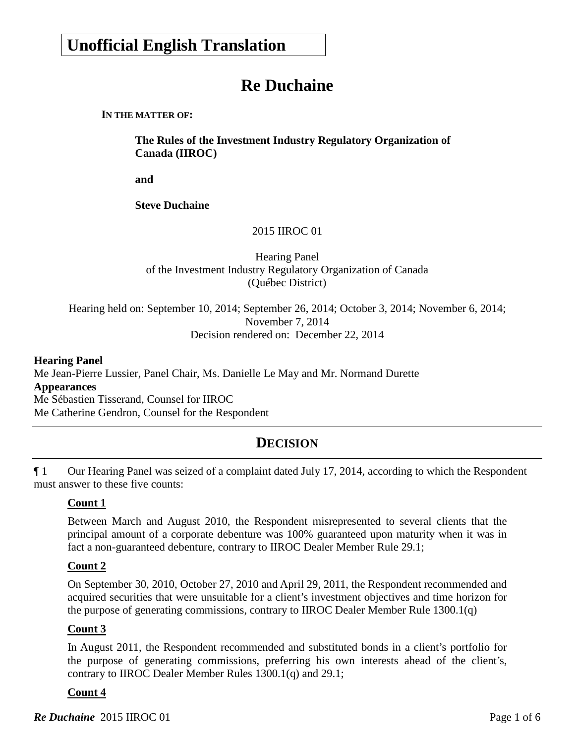**Unofficial English Translation**

# Re Duchaine

**IN THE MATTER OF:**

**The Rules of the Investment Industry Regulatory Organization of Canada (IIROC)**

**and**

**Steve Duchaine**

2015 IIROC 01

Hearing Panel
of the Investment Industry Regulatory Organization of Canada
(Québec District)

Hearing held on: September 10, 2014; September 26, 2014; October 3, 2014; November 6, 2014; November 7, 2014
Decision rendered on: December 22, 2014

**Hearing Panel**
Me Jean-Pierre Lussier, Panel Chair, Ms. Danielle Le May and Mr. Normand Durette
**Appearances**
Me Sébastien Tisserand, Counsel for IIROC
Me Catherine Gendron, Counsel for the Respondent

---

## DECISION

---

¶ 1 Our Hearing Panel was seized of a complaint dated July 17, 2014, according to which the Respondent must answer to these five counts:

**Count 1**

Between March and August 2010, the Respondent misrepresented to several clients that the principal amount of a corporate debenture was 100% guaranteed upon maturity when it was in fact a non-guaranteed debenture, contrary to IIROC Dealer Member Rule 29.1;

**Count 2**

On September 30, 2010, October 27, 2010 and April 29, 2011, the Respondent recommended and acquired securities that were unsuitable for a client's investment objectives and time horizon for the purpose of generating commissions, contrary to IIROC Dealer Member Rule 1300.1(q)

**Count 3**

In August 2011, the Respondent recommended and substituted bonds in a client's portfolio for the purpose of generating commissions, preferring his own interests ahead of the client's, contrary to IIROC Dealer Member Rules 1300.1(q) and 29.1;

**Count 4**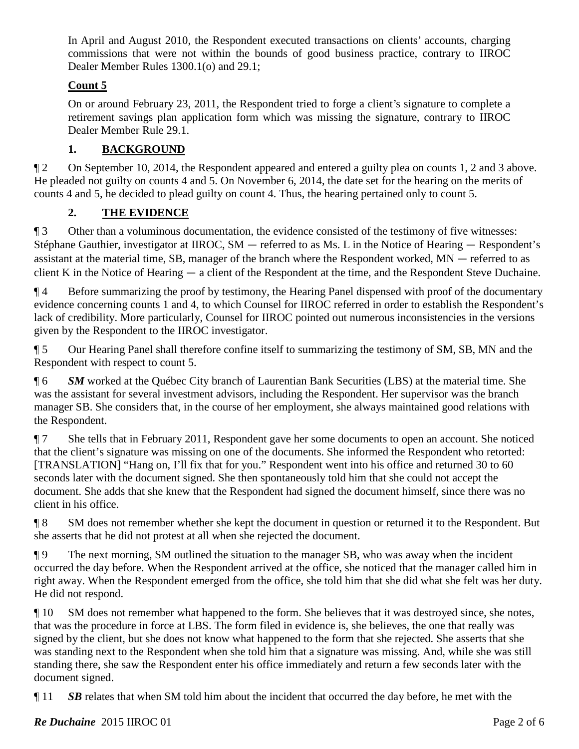In April and August 2010, the Respondent executed transactions on clients' accounts, charging commissions that were not within the bounds of good business practice, contrary to IIROC Dealer Member Rules 1300.1(o) and 29.1;

**Count 5**

On or around February 23, 2011, the Respondent tried to forge a client's signature to complete a retirement savings plan application form which was missing the signature, contrary to IIROC Dealer Member Rule 29.1.

## 1. BACKGROUND

¶ 2 On September 10, 2014, the Respondent appeared and entered a guilty plea on counts 1, 2 and 3 above. He pleaded not guilty on counts 4 and 5. On November 6, 2014, the date set for the hearing on the merits of counts 4 and 5, he decided to plead guilty on count 4. Thus, the hearing pertained only to count 5.

## 2. THE EVIDENCE

¶ 3 Other than a voluminous documentation, the evidence consisted of the testimony of five witnesses: Stéphane Gauthier, investigator at IIROC, SM ─ referred to as Ms. L in the Notice of Hearing ─ Respondent's assistant at the material time, SB, manager of the branch where the Respondent worked, MN ─ referred to as client K in the Notice of Hearing ─ a client of the Respondent at the time, and the Respondent Steve Duchaine.

¶ 4 Before summarizing the proof by testimony, the Hearing Panel dispensed with proof of the documentary evidence concerning counts 1 and 4, to which Counsel for IIROC referred in order to establish the Respondent's lack of credibility. More particularly, Counsel for IIROC pointed out numerous inconsistencies in the versions given by the Respondent to the IIROC investigator.

¶ 5 Our Hearing Panel shall therefore confine itself to summarizing the testimony of SM, SB, MN and the Respondent with respect to count 5.

¶ 6 ***SM*** worked at the Québec City branch of Laurentian Bank Securities (LBS) at the material time. She was the assistant for several investment advisors, including the Respondent. Her supervisor was the branch manager SB. She considers that, in the course of her employment, she always maintained good relations with the Respondent.

¶ 7 She tells that in February 2011, Respondent gave her some documents to open an account. She noticed that the client's signature was missing on one of the documents. She informed the Respondent who retorted: [TRANSLATION] "Hang on, I'll fix that for you." Respondent went into his office and returned 30 to 60 seconds later with the document signed. She then spontaneously told him that she could not accept the document. She adds that she knew that the Respondent had signed the document himself, since there was no client in his office.

¶ 8 SM does not remember whether she kept the document in question or returned it to the Respondent. But she asserts that he did not protest at all when she rejected the document.

¶ 9 The next morning, SM outlined the situation to the manager SB, who was away when the incident occurred the day before. When the Respondent arrived at the office, she noticed that the manager called him in right away. When the Respondent emerged from the office, she told him that she did what she felt was her duty. He did not respond.

¶ 10 SM does not remember what happened to the form. She believes that it was destroyed since, she notes, that was the procedure in force at LBS. The form filed in evidence is, she believes, the one that really was signed by the client, but she does not know what happened to the form that she rejected. She asserts that she was standing next to the Respondent when she told him that a signature was missing. And, while she was still standing there, she saw the Respondent enter his office immediately and return a few seconds later with the document signed.

¶ 11 ***SB*** relates that when SM told him about the incident that occurred the day before, he met with the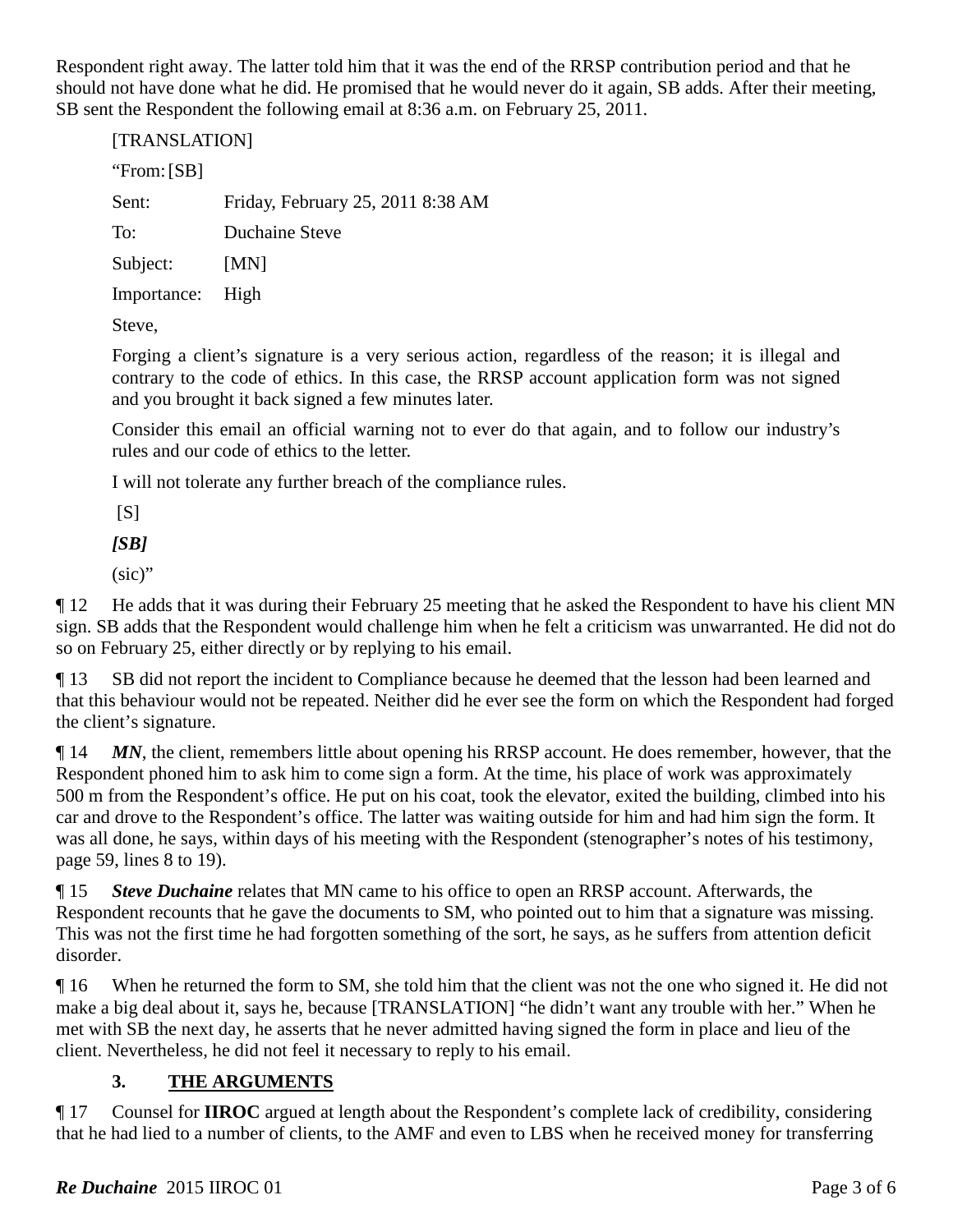Respondent right away. The latter told him that it was the end of the RRSP contribution period and that he should not have done what he did. He promised that he would never do it again, SB adds. After their meeting, SB sent the Respondent the following email at 8:36 a.m. on February 25, 2011.

> [TRANSLATION]
>
> "From: [SB]
>
> Sent: Friday, February 25, 2011 8:38 AM
>
> To: Duchaine Steve
>
> Subject: [MN]
>
> Importance: High
>
> Steve,
>
> Forging a client's signature is a very serious action, regardless of the reason; it is illegal and contrary to the code of ethics. In this case, the RRSP account application form was not signed and you brought it back signed a few minutes later.
>
> Consider this email an official warning not to ever do that again, and to follow our industry's rules and our code of ethics to the letter.
>
> I will not tolerate any further breach of the compliance rules.
>
> [S]
>
> ***[SB]***
>
> (sic)"

¶ 12 He adds that it was during their February 25 meeting that he asked the Respondent to have his client MN sign. SB adds that the Respondent would challenge him when he felt a criticism was unwarranted. He did not do so on February 25, either directly or by replying to his email.

¶ 13 SB did not report the incident to Compliance because he deemed that the lesson had been learned and that this behaviour would not be repeated. Neither did he ever see the form on which the Respondent had forged the client's signature.

¶ 14 ***MN***, the client, remembers little about opening his RRSP account. He does remember, however, that the Respondent phoned him to ask him to come sign a form. At the time, his place of work was approximately 500 m from the Respondent's office. He put on his coat, took the elevator, exited the building, climbed into his car and drove to the Respondent's office. The latter was waiting outside for him and had him sign the form. It was all done, he says, within days of his meeting with the Respondent (stenographer's notes of his testimony, page 59, lines 8 to 19).

¶ 15 ***Steve Duchaine*** relates that MN came to his office to open an RRSP account. Afterwards, the Respondent recounts that he gave the documents to SM, who pointed out to him that a signature was missing. This was not the first time he had forgotten something of the sort, he says, as he suffers from attention deficit disorder.

¶ 16 When he returned the form to SM, she told him that the client was not the one who signed it. He did not make a big deal about it, says he, because [TRANSLATION] "he didn't want any trouble with her." When he met with SB the next day, he asserts that he never admitted having signed the form in place and lieu of the client. Nevertheless, he did not feel it necessary to reply to his email.

## 3. THE ARGUMENTS

¶ 17 Counsel for **IIROC** argued at length about the Respondent's complete lack of credibility, considering that he had lied to a number of clients, to the AMF and even to LBS when he received money for transferring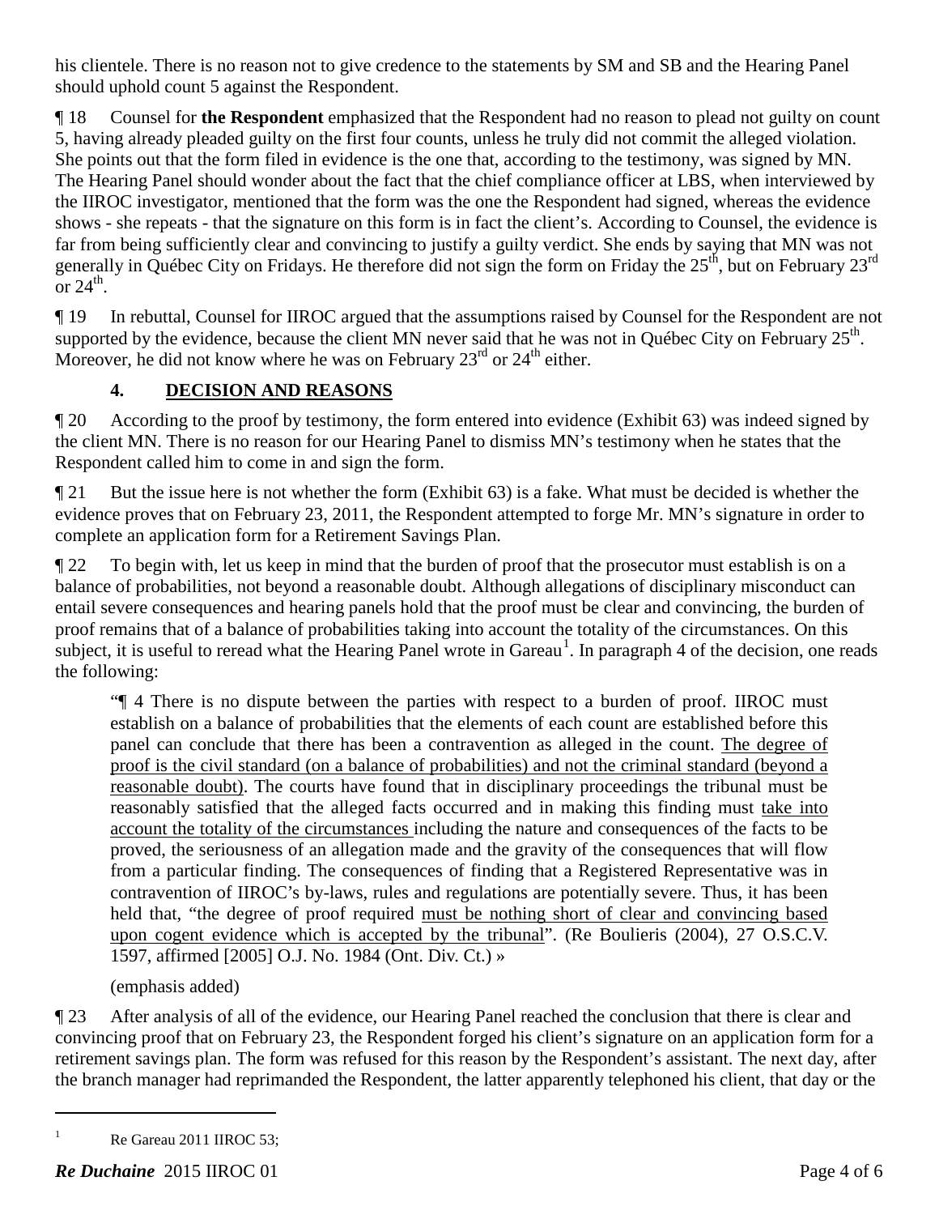his clientele. There is no reason not to give credence to the statements by SM and SB and the Hearing Panel should uphold count 5 against the Respondent.

¶ 18 Counsel for **the Respondent** emphasized that the Respondent had no reason to plead not guilty on count 5, having already pleaded guilty on the first four counts, unless he truly did not commit the alleged violation. She points out that the form filed in evidence is the one that, according to the testimony, was signed by MN. The Hearing Panel should wonder about the fact that the chief compliance officer at LBS, when interviewed by the IIROC investigator, mentioned that the form was the one the Respondent had signed, whereas the evidence shows - she repeats - that the signature on this form is in fact the client's. According to Counsel, the evidence is far from being sufficiently clear and convincing to justify a guilty verdict. She ends by saying that MN was not generally in Québec City on Fridays. He therefore did not sign the form on Friday the 25th, but on February 23rd or 24th.

¶ 19 In rebuttal, Counsel for IIROC argued that the assumptions raised by Counsel for the Respondent are not supported by the evidence, because the client MN never said that he was not in Québec City on February 25th. Moreover, he did not know where he was on February 23rd or 24th either.

## 4. DECISION AND REASONS

¶ 20 According to the proof by testimony, the form entered into evidence (Exhibit 63) was indeed signed by the client MN. There is no reason for our Hearing Panel to dismiss MN's testimony when he states that the Respondent called him to come in and sign the form.

¶ 21 But the issue here is not whether the form (Exhibit 63) is a fake. What must be decided is whether the evidence proves that on February 23, 2011, the Respondent attempted to forge Mr. MN's signature in order to complete an application form for a Retirement Savings Plan.

¶ 22 To begin with, let us keep in mind that the burden of proof that the prosecutor must establish is on a balance of probabilities, not beyond a reasonable doubt. Although allegations of disciplinary misconduct can entail severe consequences and hearing panels hold that the proof must be clear and convincing, the burden of proof remains that of a balance of probabilities taking into account the totality of the circumstances. On this subject, it is useful to reread what the Hearing Panel wrote in Gareau[1]. In paragraph 4 of the decision, one reads the following:

> "¶ 4 There is no dispute between the parties with respect to a burden of proof. IIROC must establish on a balance of probabilities that the elements of each count are established before this panel can conclude that there has been a contravention as alleged in the count. <u>The degree of proof is the civil standard (on a balance of probabilities) and not the criminal standard (beyond a reasonable doubt)</u>. The courts have found that in disciplinary proceedings the tribunal must be reasonably satisfied that the alleged facts occurred and in making this finding must <u>take into account the totality of the circumstances</u> including the nature and consequences of the facts to be proved, the seriousness of an allegation made and the gravity of the consequences that will flow from a particular finding. The consequences of finding that a Registered Representative was in contravention of IIROC's by-laws, rules and regulations are potentially severe. Thus, it has been held that, "the degree of proof required <u>must be nothing short of clear and convincing based upon cogent evidence which is accepted by the tribunal</u>". (Re Boulieris (2004), 27 O.S.C.V. 1597, affirmed [2005] O.J. No. 1984 (Ont. Div. Ct.) »
>
> (emphasis added)

¶ 23 After analysis of all of the evidence, our Hearing Panel reached the conclusion that there is clear and convincing proof that on February 23, the Respondent forged his client's signature on an application form for a retirement savings plan. The form was refused for this reason by the Respondent's assistant. The next day, after the branch manager had reprimanded the Respondent, the latter apparently telephoned his client, that day or the

---

[1] Re Gareau 2011 IIROC 53;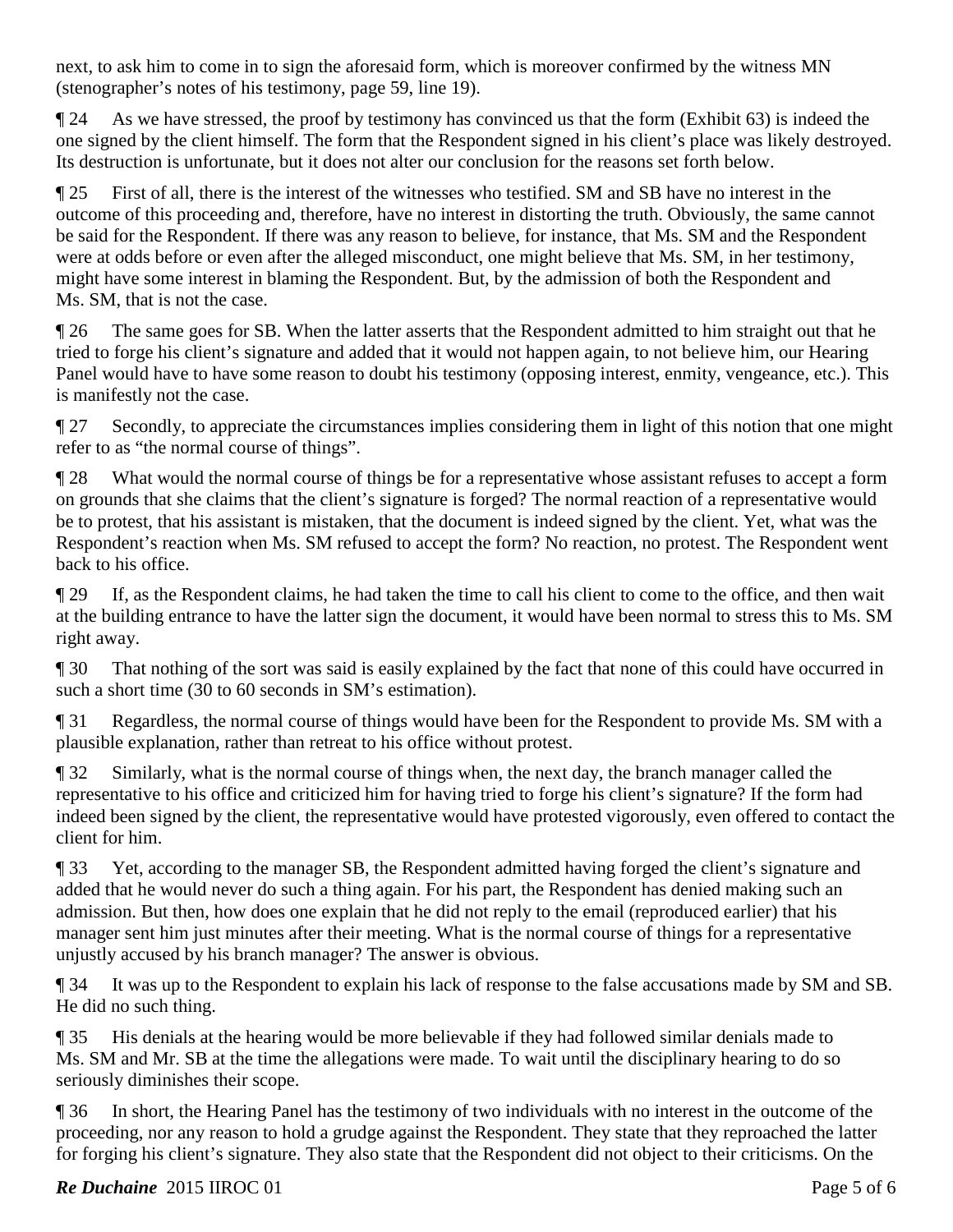next, to ask him to come in to sign the aforesaid form, which is moreover confirmed by the witness MN (stenographer's notes of his testimony, page 59, line 19).

¶ 24 As we have stressed, the proof by testimony has convinced us that the form (Exhibit 63) is indeed the one signed by the client himself. The form that the Respondent signed in his client's place was likely destroyed. Its destruction is unfortunate, but it does not alter our conclusion for the reasons set forth below.

¶ 25 First of all, there is the interest of the witnesses who testified. SM and SB have no interest in the outcome of this proceeding and, therefore, have no interest in distorting the truth. Obviously, the same cannot be said for the Respondent. If there was any reason to believe, for instance, that Ms. SM and the Respondent were at odds before or even after the alleged misconduct, one might believe that Ms. SM, in her testimony, might have some interest in blaming the Respondent. But, by the admission of both the Respondent and Ms. SM, that is not the case.

¶ 26 The same goes for SB. When the latter asserts that the Respondent admitted to him straight out that he tried to forge his client's signature and added that it would not happen again, to not believe him, our Hearing Panel would have to have some reason to doubt his testimony (opposing interest, enmity, vengeance, etc.). This is manifestly not the case.

¶ 27 Secondly, to appreciate the circumstances implies considering them in light of this notion that one might refer to as "the normal course of things".

¶ 28 What would the normal course of things be for a representative whose assistant refuses to accept a form on grounds that she claims that the client's signature is forged? The normal reaction of a representative would be to protest, that his assistant is mistaken, that the document is indeed signed by the client. Yet, what was the Respondent's reaction when Ms. SM refused to accept the form? No reaction, no protest. The Respondent went back to his office.

¶ 29 If, as the Respondent claims, he had taken the time to call his client to come to the office, and then wait at the building entrance to have the latter sign the document, it would have been normal to stress this to Ms. SM right away.

¶ 30 That nothing of the sort was said is easily explained by the fact that none of this could have occurred in such a short time (30 to 60 seconds in SM's estimation).

¶ 31 Regardless, the normal course of things would have been for the Respondent to provide Ms. SM with a plausible explanation, rather than retreat to his office without protest.

¶ 32 Similarly, what is the normal course of things when, the next day, the branch manager called the representative to his office and criticized him for having tried to forge his client's signature? If the form had indeed been signed by the client, the representative would have protested vigorously, even offered to contact the client for him.

¶ 33 Yet, according to the manager SB, the Respondent admitted having forged the client's signature and added that he would never do such a thing again. For his part, the Respondent has denied making such an admission. But then, how does one explain that he did not reply to the email (reproduced earlier) that his manager sent him just minutes after their meeting. What is the normal course of things for a representative unjustly accused by his branch manager? The answer is obvious.

¶ 34 It was up to the Respondent to explain his lack of response to the false accusations made by SM and SB. He did no such thing.

¶ 35 His denials at the hearing would be more believable if they had followed similar denials made to Ms. SM and Mr. SB at the time the allegations were made. To wait until the disciplinary hearing to do so seriously diminishes their scope.

¶ 36 In short, the Hearing Panel has the testimony of two individuals with no interest in the outcome of the proceeding, nor any reason to hold a grudge against the Respondent. They state that they reproached the latter for forging his client's signature. They also state that the Respondent did not object to their criticisms. On the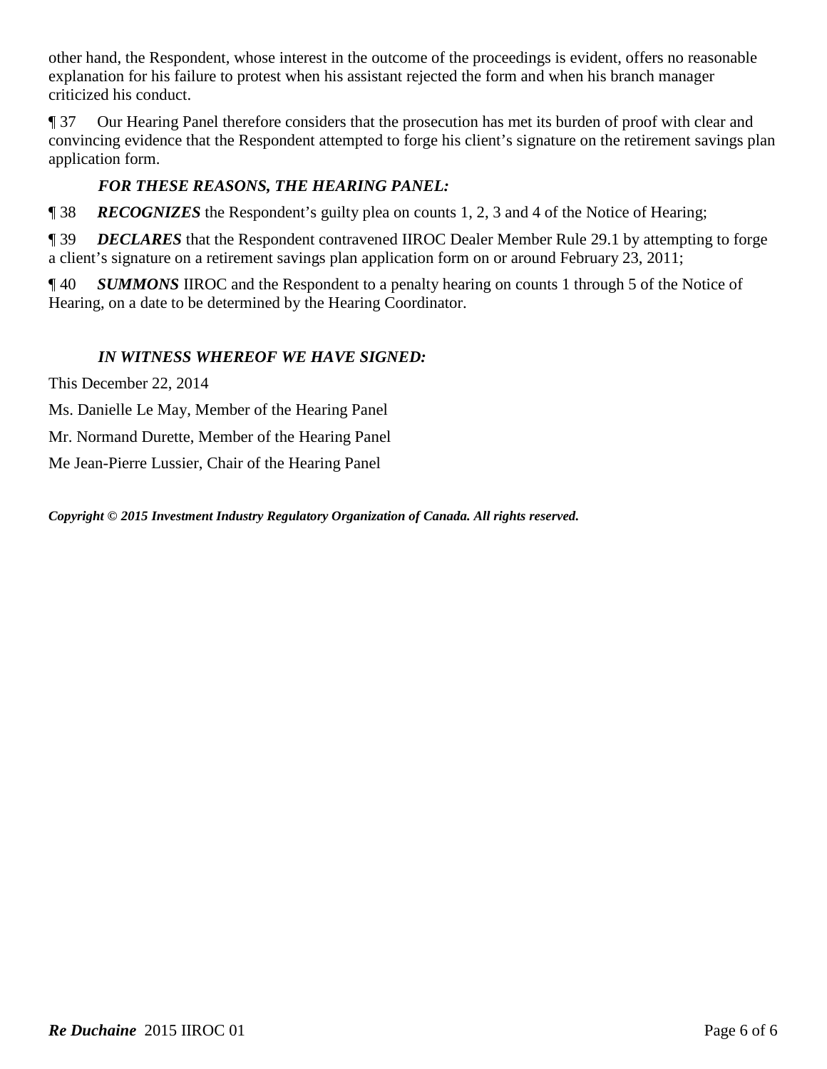other hand, the Respondent, whose interest in the outcome of the proceedings is evident, offers no reasonable explanation for his failure to protest when his assistant rejected the form and when his branch manager criticized his conduct.

¶ 37 Our Hearing Panel therefore considers that the prosecution has met its burden of proof with clear and convincing evidence that the Respondent attempted to forge his client's signature on the retirement savings plan application form.

***FOR THESE REASONS, THE HEARING PANEL:***

¶ 38 ***RECOGNIZES*** the Respondent's guilty plea on counts 1, 2, 3 and 4 of the Notice of Hearing;

¶ 39 ***DECLARES*** that the Respondent contravened IIROC Dealer Member Rule 29.1 by attempting to forge a client's signature on a retirement savings plan application form on or around February 23, 2011;

¶ 40 ***SUMMONS*** IIROC and the Respondent to a penalty hearing on counts 1 through 5 of the Notice of Hearing, on a date to be determined by the Hearing Coordinator.

***IN WITNESS WHEREOF WE HAVE SIGNED:***

This December 22, 2014

Ms. Danielle Le May, Member of the Hearing Panel

Mr. Normand Durette, Member of the Hearing Panel

Me Jean-Pierre Lussier, Chair of the Hearing Panel

***Copyright © 2015 Investment Industry Regulatory Organization of Canada. All rights reserved.***